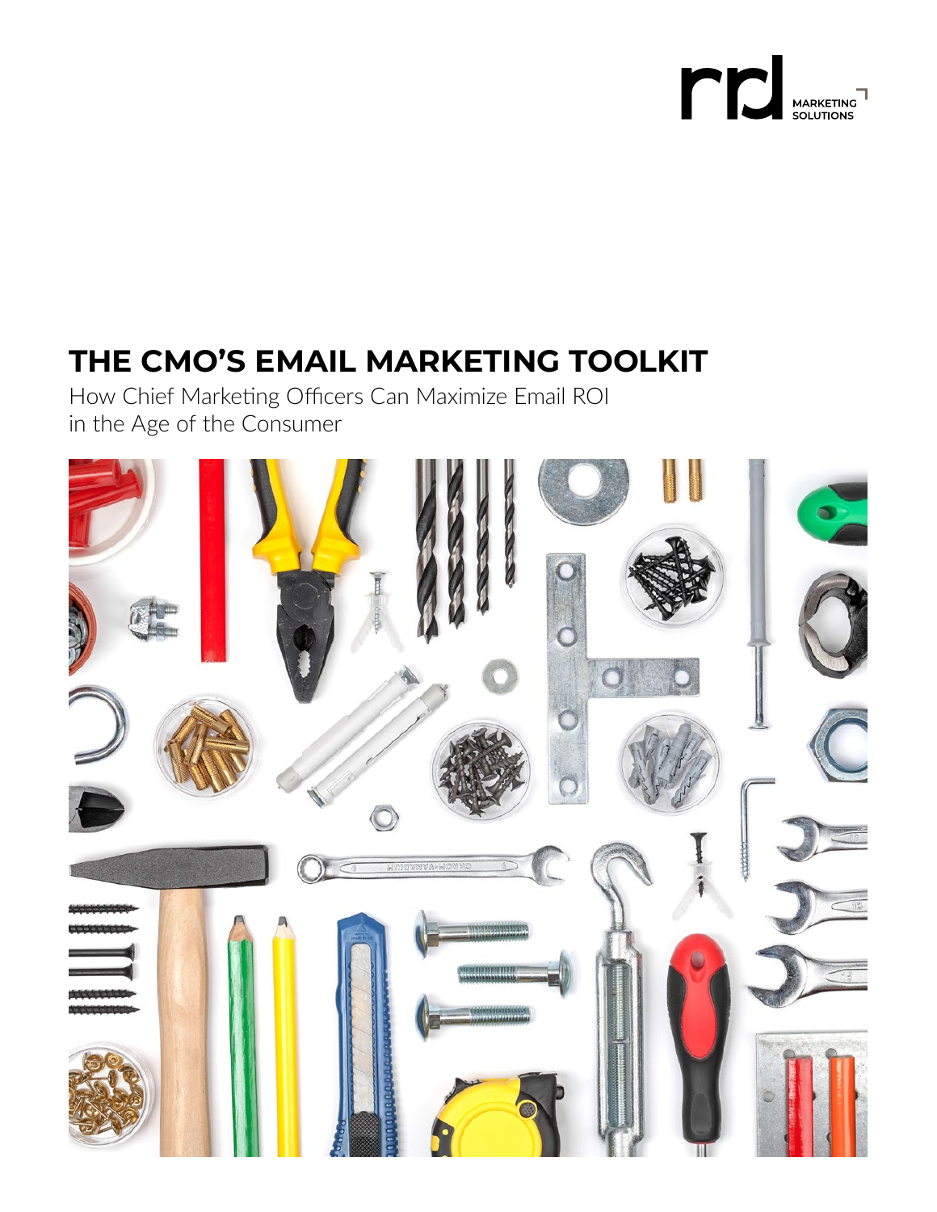# THE CMO'S EMAIL MARKETING TOOLKIT

How Chief Marketing Officers Can Maximize Email ROI in the Age of the Consumer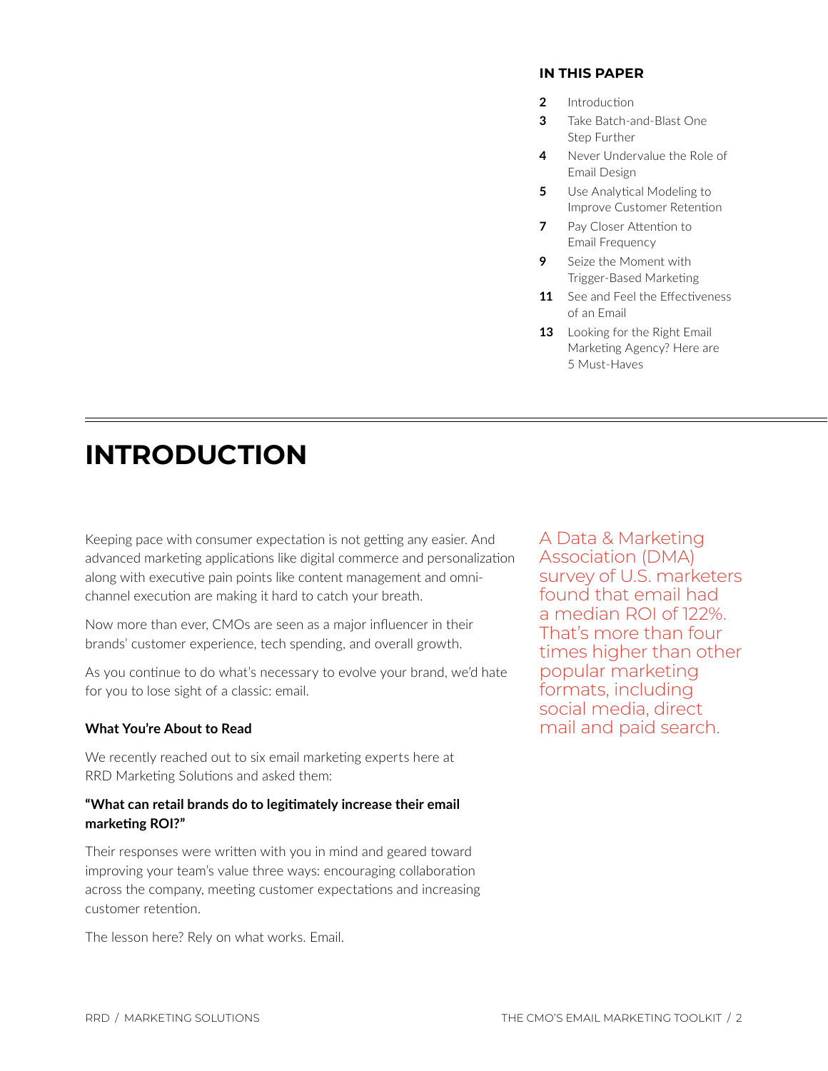**IN THIS PAPER**

- **2** Introduction
- **3** Take Batch-and-Blast One Step Further
- **4** Never Undervalue the Role of Email Design
- **5** Use Analytical Modeling to Improve Customer Retention
- **7** Pay Closer Attention to Email Frequency
- **9** Seize the Moment with Trigger-Based Marketing
- **11** See and Feel the Effectiveness of an Email
- **13** Looking for the Right Email Marketing Agency? Here are 5 Must-Haves

# INTRODUCTION

Keeping pace with consumer expectation is not getting any easier. And advanced marketing applications like digital commerce and personalization along with executive pain points like content management and omni-channel execution are making it hard to catch your breath.

Now more than ever, CMOs are seen as a major influencer in their brands' customer experience, tech spending, and overall growth.

As you continue to do what's necessary to evolve your brand, we'd hate for you to lose sight of a classic: email.

**What You're About to Read**

We recently reached out to six email marketing experts here at RRD Marketing Solutions and asked them:

**"What can retail brands do to legitimately increase their email marketing ROI?"**

Their responses were written with you in mind and geared toward improving your team's value three ways: encouraging collaboration across the company, meeting customer expectations and increasing customer retention.

The lesson here? Rely on what works. Email.

A Data & Marketing Association (DMA) survey of U.S. marketers found that email had a median ROI of 122%. That's more than four times higher than other popular marketing formats, including social media, direct mail and paid search.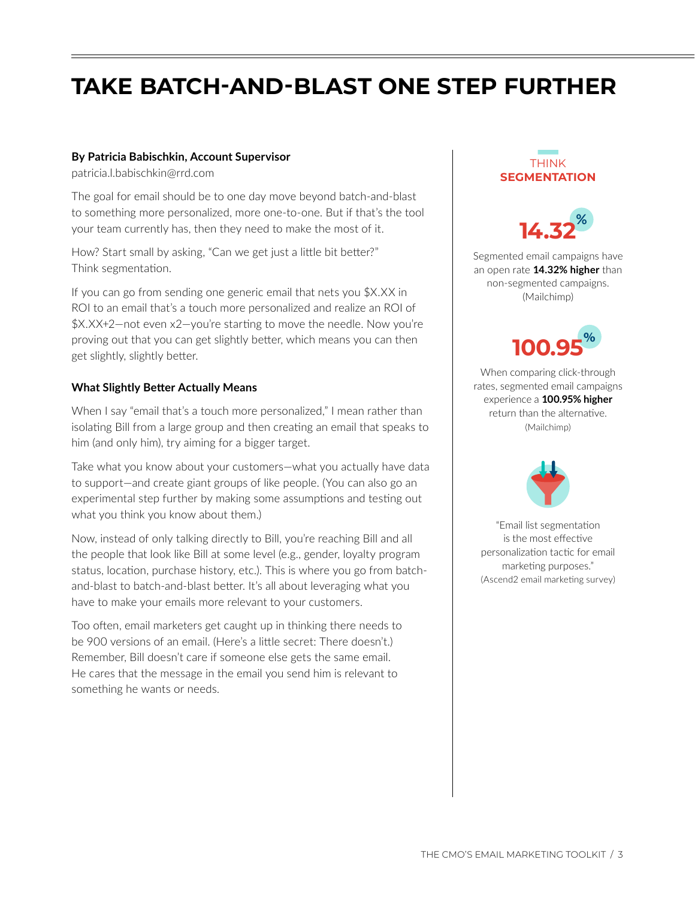# TAKE BATCH-AND-BLAST ONE STEP FURTHER

**By Patricia Babischkin, Account Supervisor**

patricia.l.babischkin@rrd.com

The goal for email should be to one day move beyond batch-and-blast to something more personalized, more one-to-one. But if that's the tool your team currently has, then they need to make the most of it.

How? Start small by asking, "Can we get just a little bit better?" Think segmentation.

If you can go from sending one generic email that nets you $X.XX in ROI to an email that's a touch more personalized and realize an ROI of $X.XX+2—not even x2—you're starting to move the needle. Now you're proving out that you can get slightly better, which means you can then get slightly, slightly better.

## What Slightly Better Actually Means

When I say "email that's a touch more personalized," I mean rather than isolating Bill from a large group and then creating an email that speaks to him (and only him), try aiming for a bigger target.

Take what you know about your customers—what you actually have data to support—and create giant groups of like people. (You can also go an experimental step further by making some assumptions and testing out what you think you know about them.)

Now, instead of only talking directly to Bill, you're reaching Bill and all the people that look like Bill at some level (e.g., gender, loyalty program status, location, purchase history, etc.). This is where you go from batch-and-blast to batch-and-blast better. It's all about leveraging what you have to make your emails more relevant to your customers.

Too often, email marketers get caught up in thinking there needs to be 900 versions of an email. (Here's a little secret: There doesn't.) Remember, Bill doesn't care if someone else gets the same email. He cares that the message in the email you send him is relevant to something he wants or needs.

THINK **SEGMENTATION**

**14.32%**

Segmented email campaigns have an open rate **14.32% higher** than non-segmented campaigns. (Mailchimp)

**100.95%**

When comparing click-through rates, segmented email campaigns experience a **100.95% higher** return than the alternative. (Mailchimp)

"Email list segmentation is the most effective personalization tactic for email marketing purposes." (Ascend2 email marketing survey)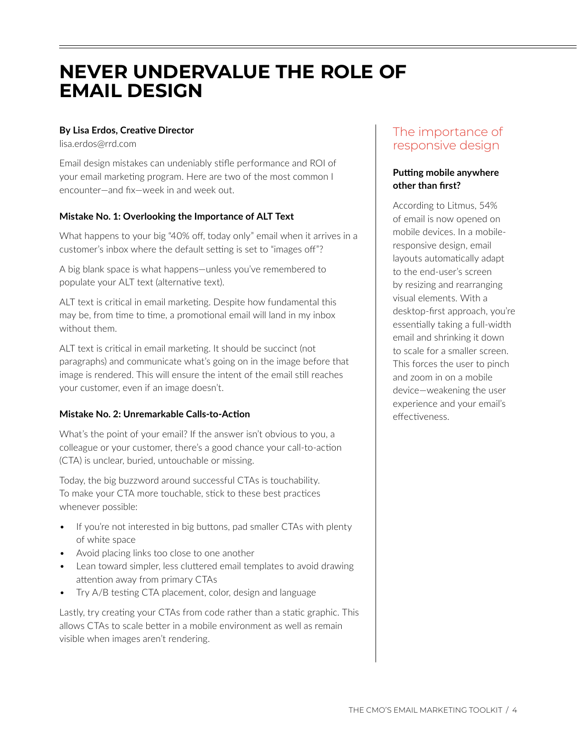# NEVER UNDERVALUE THE ROLE OF EMAIL DESIGN

**By Lisa Erdos, Creative Director**

lisa.erdos@rrd.com

Email design mistakes can undeniably stifle performance and ROI of your email marketing program. Here are two of the most common I encounter—and fix—week in and week out.

### Mistake No. 1: Overlooking the Importance of ALT Text

What happens to your big "40% off, today only" email when it arrives in a customer's inbox where the default setting is set to "images off"?

A big blank space is what happens—unless you've remembered to populate your ALT text (alternative text).

ALT text is critical in email marketing. Despite how fundamental this may be, from time to time, a promotional email will land in my inbox without them.

ALT text is critical in email marketing. It should be succinct (not paragraphs) and communicate what's going on in the image before that image is rendered. This will ensure the intent of the email still reaches your customer, even if an image doesn't.

### Mistake No. 2: Unremarkable Calls-to-Action

What's the point of your email? If the answer isn't obvious to you, a colleague or your customer, there's a good chance your call-to-action (CTA) is unclear, buried, untouchable or missing.

Today, the big buzzword around successful CTAs is touchability. To make your CTA more touchable, stick to these best practices whenever possible:

- If you're not interested in big buttons, pad smaller CTAs with plenty of white space
- Avoid placing links too close to one another
- Lean toward simpler, less cluttered email templates to avoid drawing attention away from primary CTAs
- Try A/B testing CTA placement, color, design and language

Lastly, try creating your CTAs from code rather than a static graphic. This allows CTAs to scale better in a mobile environment as well as remain visible when images aren't rendering.

## The importance of responsive design

### Putting mobile anywhere other than first?

According to Litmus, 54% of email is now opened on mobile devices. In a mobile-responsive design, email layouts automatically adapt to the end-user's screen by resizing and rearranging visual elements. With a desktop-first approach, you're essentially taking a full-width email and shrinking it down to scale for a smaller screen. This forces the user to pinch and zoom in on a mobile device—weakening the user experience and your email's effectiveness.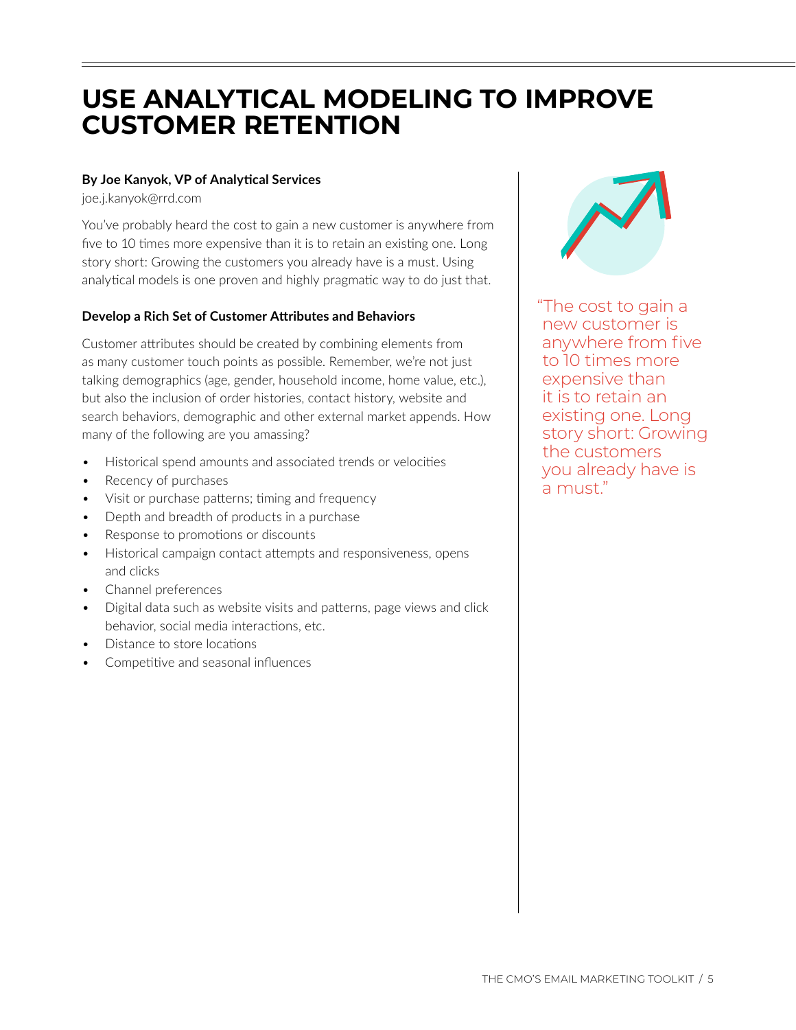# USE ANALYTICAL MODELING TO IMPROVE CUSTOMER RETENTION

**By Joe Kanyok, VP of Analytical Services**

joe.j.kanyok@rrd.com

You've probably heard the cost to gain a new customer is anywhere from five to 10 times more expensive than it is to retain an existing one. Long story short: Growing the customers you already have is a must. Using analytical models is one proven and highly pragmatic way to do just that.

### Develop a Rich Set of Customer Attributes and Behaviors

Customer attributes should be created by combining elements from as many customer touch points as possible. Remember, we're not just talking demographics (age, gender, household income, home value, etc.), but also the inclusion of order histories, contact history, website and search behaviors, demographic and other external market appends. How many of the following are you amassing?

- Historical spend amounts and associated trends or velocities
- Recency of purchases
- Visit or purchase patterns; timing and frequency
- Depth and breadth of products in a purchase
- Response to promotions or discounts
- Historical campaign contact attempts and responsiveness, opens and clicks
- Channel preferences
- Digital data such as website visits and patterns, page views and click behavior, social media interactions, etc.
- Distance to store locations
- Competitive and seasonal influences

"The cost to gain a new customer is anywhere from five to 10 times more expensive than it is to retain an existing one. Long story short: Growing the customers you already have is a must."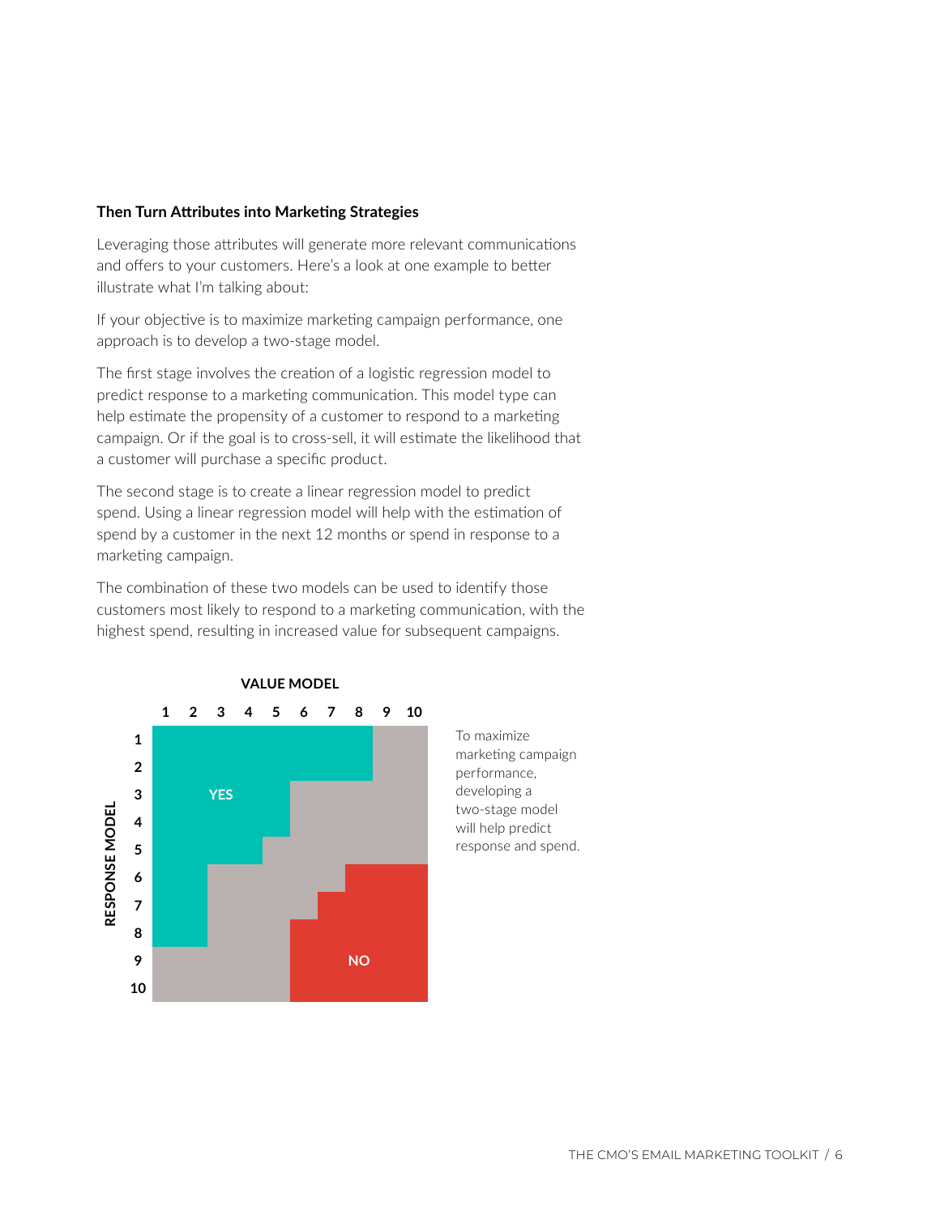**Then Turn Attributes into Marketing Strategies**

Leveraging those attributes will generate more relevant communications and offers to your customers. Here's a look at one example to better illustrate what I'm talking about:

If your objective is to maximize marketing campaign performance, one approach is to develop a two-stage model.

The first stage involves the creation of a logistic regression model to predict response to a marketing communication. This model type can help estimate the propensity of a customer to respond to a marketing campaign. Or if the goal is to cross-sell, it will estimate the likelihood that a customer will purchase a specific product.

The second stage is to create a linear regression model to predict spend. Using a linear regression model will help with the estimation of spend by a customer in the next 12 months or spend in response to a marketing campaign.

The combination of these two models can be used to identify those customers most likely to respond to a marketing communication, with the highest spend, resulting in increased value for subsequent campaigns.

VALUE MODEL

RESPONSE MODEL

| | 1 | 2 | 3 | 4 | 5 | 6 | 7 | 8 | 9 | 10 |
|---|---|---|---|---|---|---|---|---|---|---|
| 1 | YES | YES | YES | YES | YES | YES | YES | YES | | |
| 2 | YES | YES | YES | YES | YES | YES | YES | YES | | |
| 3 | YES | YES | YES | YES | YES | | | | | |
| 4 | YES | YES | YES | YES | YES | | | | | |
| 5 | YES | YES | YES | YES | | | | | | |
| 6 | YES | YES | | | | | | NO | NO | NO |
| 7 | YES | YES | | | | | NO | NO | NO | NO |
| 8 | YES | YES | | | | NO | NO | NO | NO | NO |
| 9 | | | | | | NO | NO | NO | NO | NO |
| 10 | | | | | | NO | NO | NO | NO | NO |

To maximize marketing campaign performance, developing a two-stage model will help predict response and spend.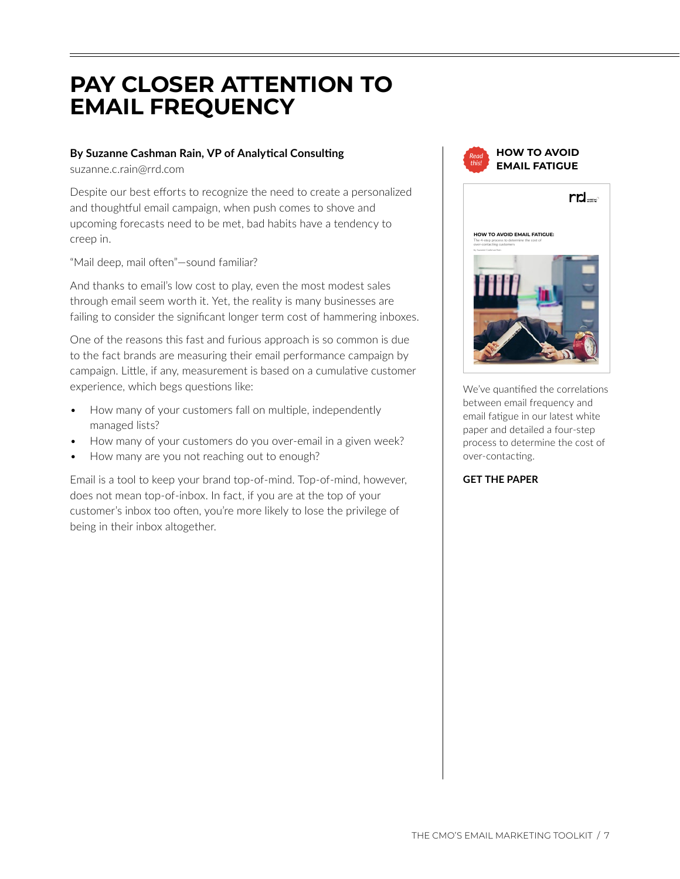# PAY CLOSER ATTENTION TO EMAIL FREQUENCY

**By Suzanne Cashman Rain, VP of Analytical Consulting**
suzanne.c.rain@rrd.com

Despite our best efforts to recognize the need to create a personalized and thoughtful email campaign, when push comes to shove and upcoming forecasts need to be met, bad habits have a tendency to creep in.

"Mail deep, mail often"—sound familiar?

And thanks to email's low cost to play, even the most modest sales through email seem worth it. Yet, the reality is many businesses are failing to consider the significant longer term cost of hammering inboxes.

One of the reasons this fast and furious approach is so common is due to the fact brands are measuring their email performance campaign by campaign. Little, if any, measurement is based on a cumulative customer experience, which begs questions like:

- How many of your customers fall on multiple, independently managed lists?
- How many of your customers do you over-email in a given week?
- How many are you not reaching out to enough?

Email is a tool to keep your brand top-of-mind. Top-of-mind, however, does not mean top-of-inbox. In fact, if you are at the top of your customer's inbox too often, you're more likely to lose the privilege of being in their inbox altogether.

*Read this!*

## HOW TO AVOID EMAIL FATIGUE

We've quantified the correlations between email frequency and email fatigue in our latest white paper and detailed a four-step process to determine the cost of over-contacting.

**GET THE PAPER**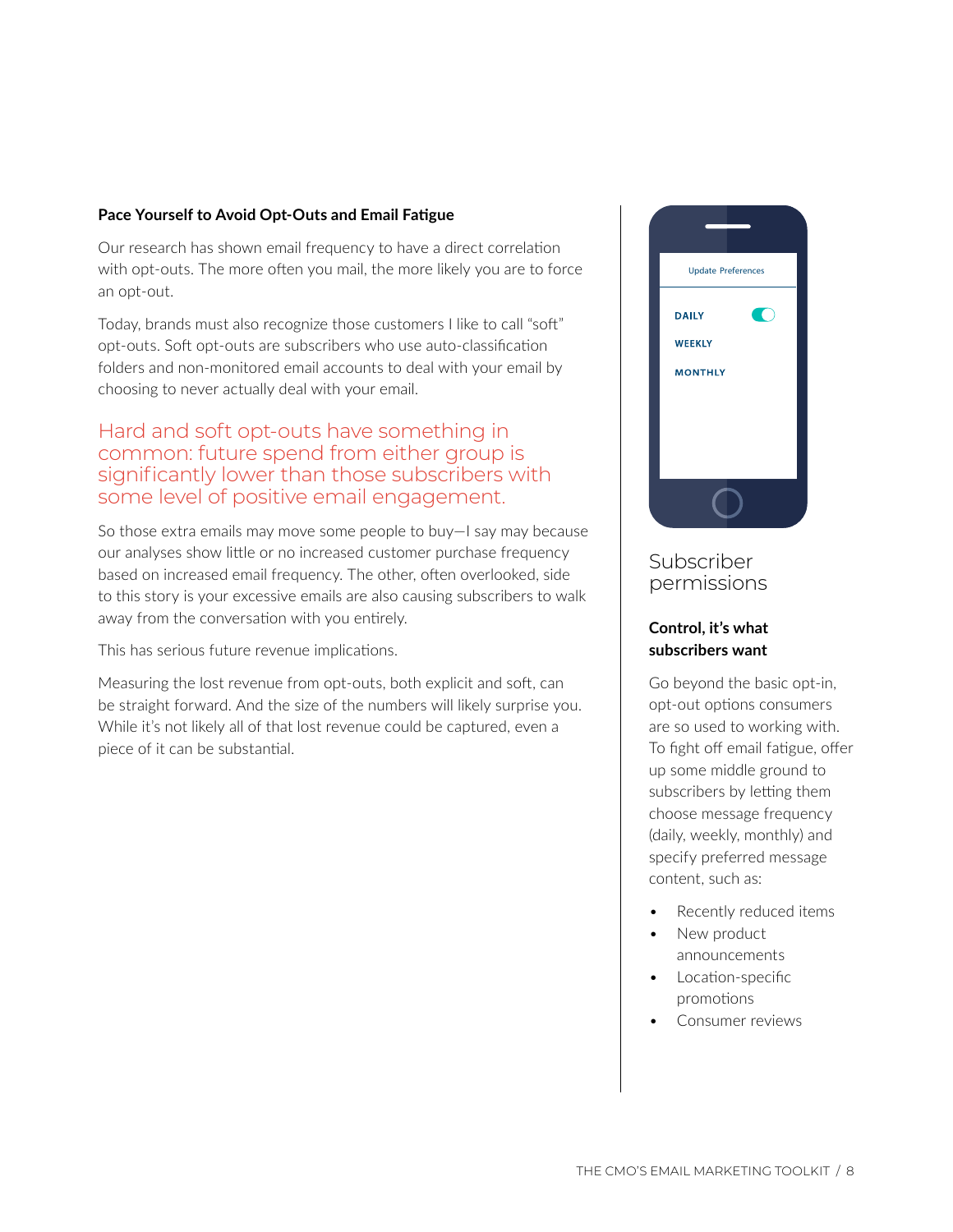### Pace Yourself to Avoid Opt-Outs and Email Fatigue

Our research has shown email frequency to have a direct correlation with opt-outs. The more often you mail, the more likely you are to force an opt-out.

Today, brands must also recognize those customers I like to call "soft" opt-outs. Soft opt-outs are subscribers who use auto-classification folders and non-monitored email accounts to deal with your email by choosing to never actually deal with your email.

> Hard and soft opt-outs have something in common: future spend from either group is significantly lower than those subscribers with some level of positive email engagement.

So those extra emails may move some people to buy—I say may because our analyses show little or no increased customer purchase frequency based on increased email frequency. The other, often overlooked, side to this story is your excessive emails are also causing subscribers to walk away from the conversation with you entirely.

This has serious future revenue implications.

Measuring the lost revenue from opt-outs, both explicit and soft, can be straight forward. And the size of the numbers will likely surprise you. While it's not likely all of that lost revenue could be captured, even a piece of it can be substantial.

## Subscriber permissions

**Control, it's what subscribers want**

Go beyond the basic opt-in, opt-out options consumers are so used to working with. To fight off email fatigue, offer up some middle ground to subscribers by letting them choose message frequency (daily, weekly, monthly) and specify preferred message content, such as:

- Recently reduced items
- New product announcements
- Location-specific promotions
- Consumer reviews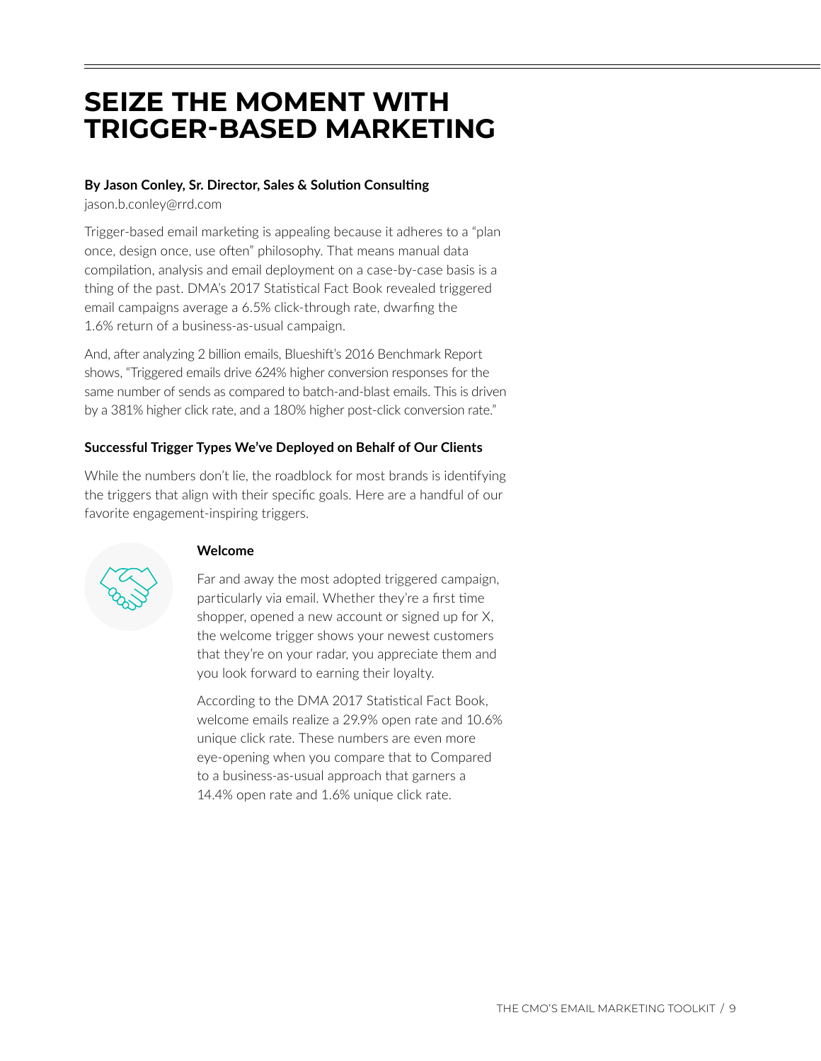# SEIZE THE MOMENT WITH TRIGGER-BASED MARKETING

**By Jason Conley, Sr. Director, Sales & Solution Consulting**

jason.b.conley@rrd.com

Trigger-based email marketing is appealing because it adheres to a "plan once, design once, use often" philosophy. That means manual data compilation, analysis and email deployment on a case-by-case basis is a thing of the past. DMA's 2017 Statistical Fact Book revealed triggered email campaigns average a 6.5% click-through rate, dwarfing the 1.6% return of a business-as-usual campaign.

And, after analyzing 2 billion emails, Blueshift's 2016 Benchmark Report shows, "Triggered emails drive 624% higher conversion responses for the same number of sends as compared to batch-and-blast emails. This is driven by a 381% higher click rate, and a 180% higher post-click conversion rate."

### Successful Trigger Types We've Deployed on Behalf of Our Clients

While the numbers don't lie, the roadblock for most brands is identifying the triggers that align with their specific goals. Here are a handful of our favorite engagement-inspiring triggers.

#### Welcome

Far and away the most adopted triggered campaign, particularly via email. Whether they're a first time shopper, opened a new account or signed up for X, the welcome trigger shows your newest customers that they're on your radar, you appreciate them and you look forward to earning their loyalty.

According to the DMA 2017 Statistical Fact Book, welcome emails realize a 29.9% open rate and 10.6% unique click rate. These numbers are even more eye-opening when you compare that to Compared to a business-as-usual approach that garners a 14.4% open rate and 1.6% unique click rate.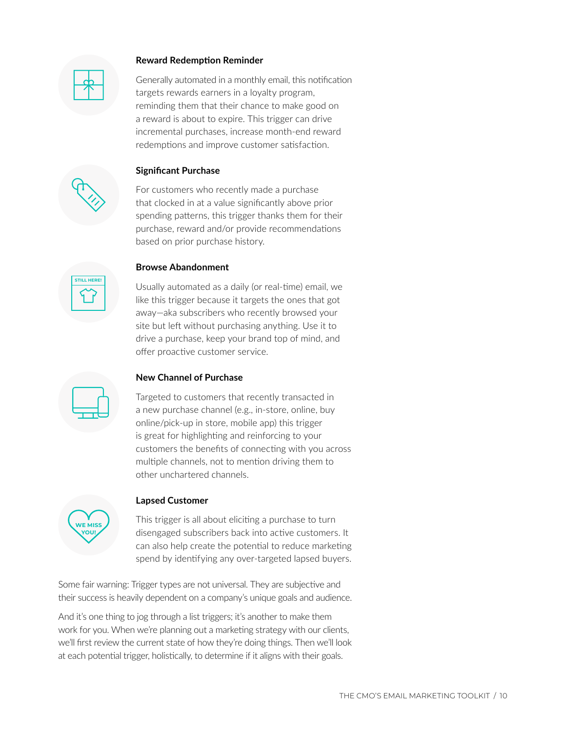### Reward Redemption Reminder

Generally automated in a monthly email, this notification targets rewards earners in a loyalty program, reminding them that their chance to make good on a reward is about to expire. This trigger can drive incremental purchases, increase month-end reward redemptions and improve customer satisfaction.

### Significant Purchase

For customers who recently made a purchase that clocked in at a value significantly above prior spending patterns, this trigger thanks them for their purchase, reward and/or provide recommendations based on prior purchase history.

### Browse Abandonment

Usually automated as a daily (or real-time) email, we like this trigger because it targets the ones that got away—aka subscribers who recently browsed your site but left without purchasing anything. Use it to drive a purchase, keep your brand top of mind, and offer proactive customer service.

### New Channel of Purchase

Targeted to customers that recently transacted in a new purchase channel (e.g., in-store, online, buy online/pick-up in store, mobile app) this trigger is great for highlighting and reinforcing to your customers the benefits of connecting with you across multiple channels, not to mention driving them to other unchartered channels.

### Lapsed Customer

This trigger is all about eliciting a purchase to turn disengaged subscribers back into active customers. It can also help create the potential to reduce marketing spend by identifying any over-targeted lapsed buyers.

Some fair warning: Trigger types are not universal. They are subjective and their success is heavily dependent on a company's unique goals and audience.

And it's one thing to jog through a list triggers; it's another to make them work for you. When we're planning out a marketing strategy with our clients, we'll first review the current state of how they're doing things. Then we'll look at each potential trigger, holistically, to determine if it aligns with their goals.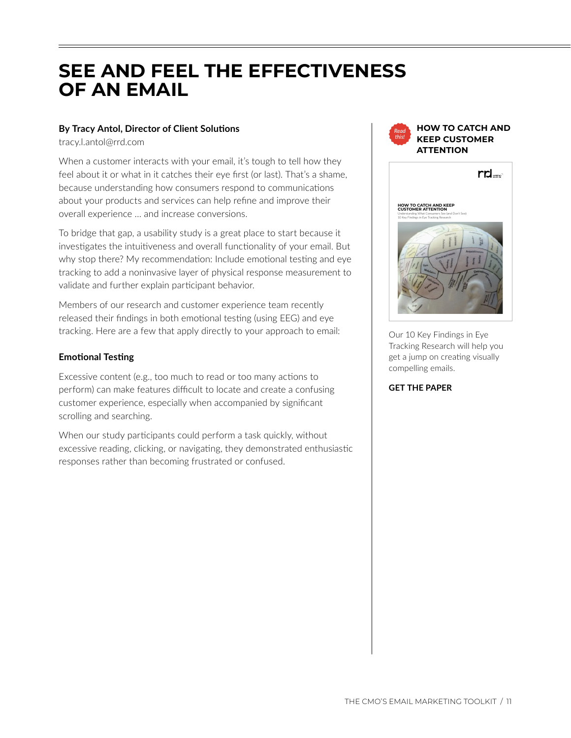# SEE AND FEEL THE EFFECTIVENESS OF AN EMAIL

**By Tracy Antol, Director of Client Solutions**

tracy.l.antol@rrd.com

When a customer interacts with your email, it's tough to tell how they feel about it or what in it catches their eye first (or last). That's a shame, because understanding how consumers respond to communications about your products and services can help refine and improve their overall experience … and increase conversions.

To bridge that gap, a usability study is a great place to start because it investigates the intuitiveness and overall functionality of your email. But why stop there? My recommendation: Include emotional testing and eye tracking to add a noninvasive layer of physical response measurement to validate and further explain participant behavior.

Members of our research and customer experience team recently released their findings in both emotional testing (using EEG) and eye tracking. Here are a few that apply directly to your approach to email:

## Emotional Testing

Excessive content (e.g., too much to read or too many actions to perform) can make features difficult to locate and create a confusing customer experience, especially when accompanied by significant scrolling and searching.

When our study participants could perform a task quickly, without excessive reading, clicking, or navigating, they demonstrated enthusiastic responses rather than becoming frustrated or confused.

*Read this!*

**HOW TO CATCH AND KEEP CUSTOMER ATTENTION**

Our 10 Key Findings in Eye Tracking Research will help you get a jump on creating visually compelling emails.

**GET THE PAPER**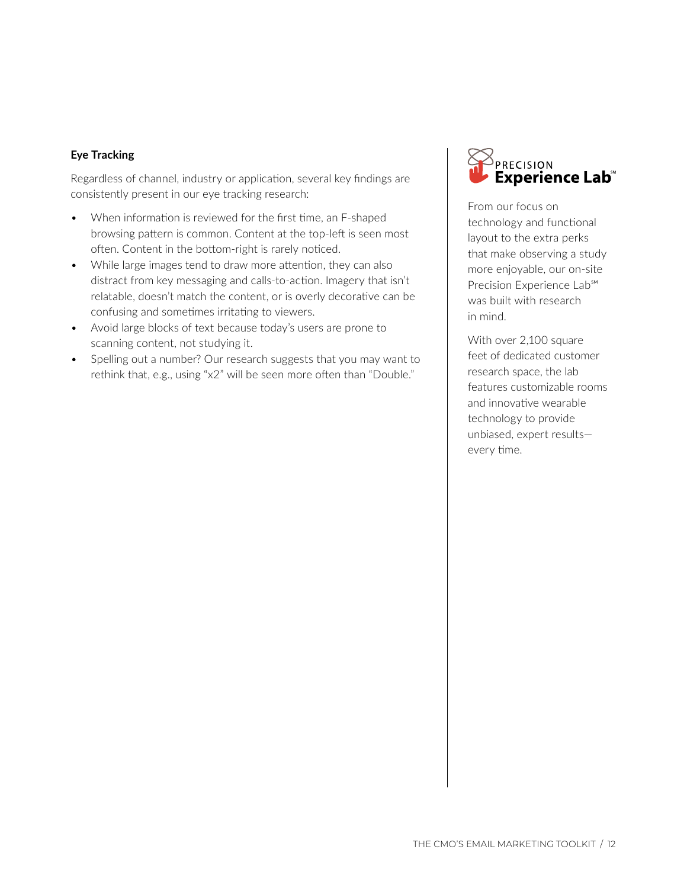### Eye Tracking

Regardless of channel, industry or application, several key findings are consistently present in our eye tracking research:

- When information is reviewed for the first time, an F-shaped browsing pattern is common. Content at the top-left is seen most often. Content in the bottom-right is rarely noticed.
- While large images tend to draw more attention, they can also distract from key messaging and calls-to-action. Imagery that isn't relatable, doesn't match the content, or is overly decorative can be confusing and sometimes irritating to viewers.
- Avoid large blocks of text because today's users are prone to scanning content, not studying it.
- Spelling out a number? Our research suggests that you may want to rethink that, e.g., using "x2" will be seen more often than "Double."

PRECISION **Experience Lab**℠

From our focus on technology and functional layout to the extra perks that make observing a study more enjoyable, our on-site Precision Experience Lab℠ was built with research in mind.

With over 2,100 square feet of dedicated customer research space, the lab features customizable rooms and innovative wearable technology to provide unbiased, expert results—every time.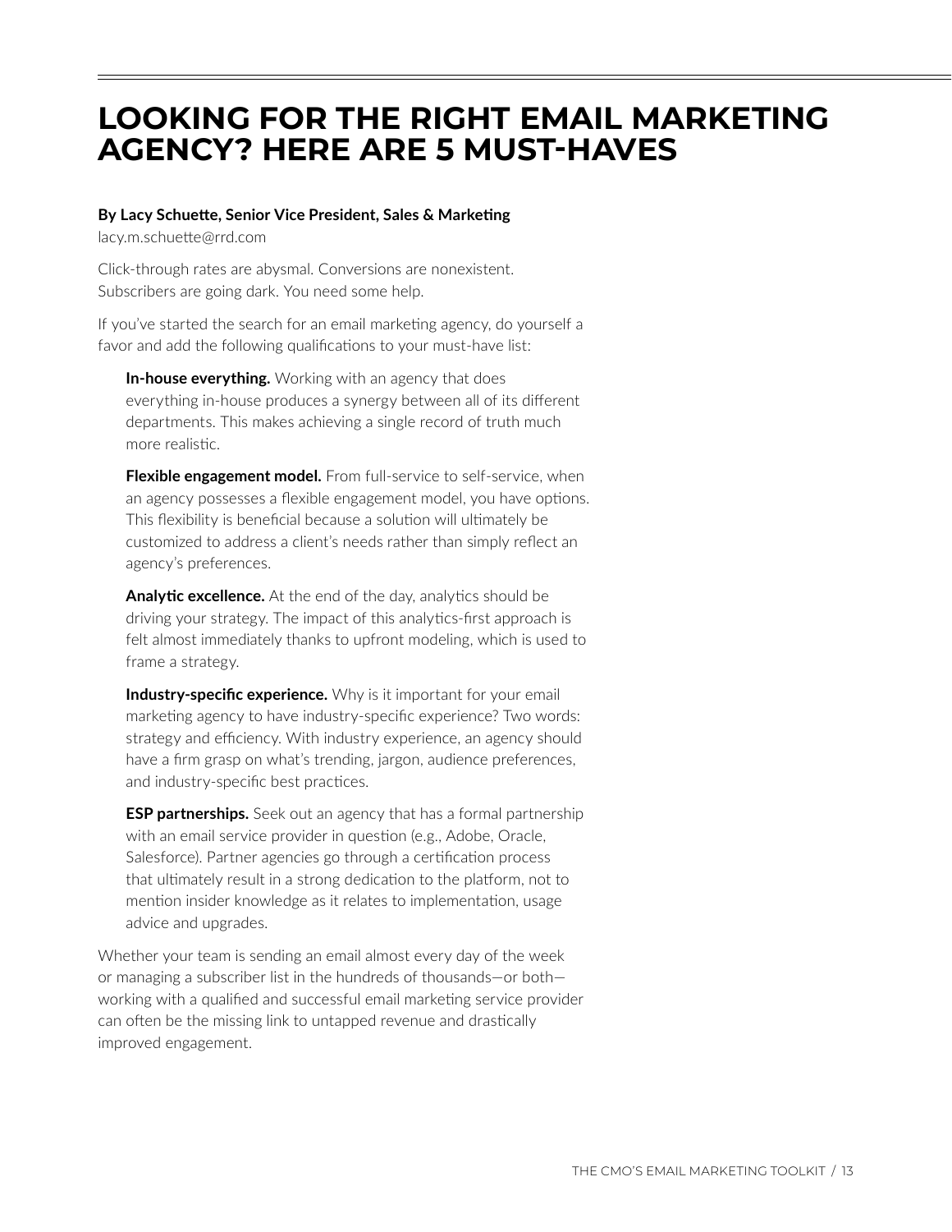# LOOKING FOR THE RIGHT EMAIL MARKETING AGENCY? HERE ARE 5 MUST-HAVES

**By Lacy Schuette, Senior Vice President, Sales & Marketing**

lacy.m.schuette@rrd.com

Click-through rates are abysmal. Conversions are nonexistent. Subscribers are going dark. You need some help.

If you've started the search for an email marketing agency, do yourself a favor and add the following qualifications to your must-have list:

**In-house everything.** Working with an agency that does everything in-house produces a synergy between all of its different departments. This makes achieving a single record of truth much more realistic.

**Flexible engagement model.** From full-service to self-service, when an agency possesses a flexible engagement model, you have options. This flexibility is beneficial because a solution will ultimately be customized to address a client's needs rather than simply reflect an agency's preferences.

**Analytic excellence.** At the end of the day, analytics should be driving your strategy. The impact of this analytics-first approach is felt almost immediately thanks to upfront modeling, which is used to frame a strategy.

**Industry-specific experience.** Why is it important for your email marketing agency to have industry-specific experience? Two words: strategy and efficiency. With industry experience, an agency should have a firm grasp on what's trending, jargon, audience preferences, and industry-specific best practices.

**ESP partnerships.** Seek out an agency that has a formal partnership with an email service provider in question (e.g., Adobe, Oracle, Salesforce). Partner agencies go through a certification process that ultimately result in a strong dedication to the platform, not to mention insider knowledge as it relates to implementation, usage advice and upgrades.

Whether your team is sending an email almost every day of the week or managing a subscriber list in the hundreds of thousands—or both—working with a qualified and successful email marketing service provider can often be the missing link to untapped revenue and drastically improved engagement.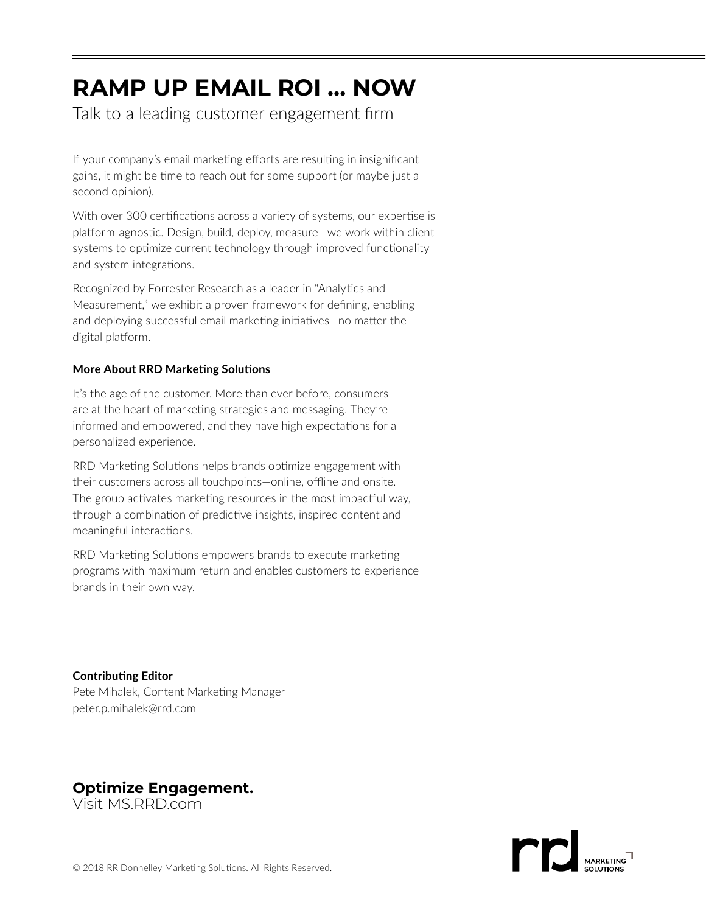# RAMP UP EMAIL ROI ... NOW

Talk to a leading customer engagement firm

If your company's email marketing efforts are resulting in insignificant gains, it might be time to reach out for some support (or maybe just a second opinion).

With over 300 certifications across a variety of systems, our expertise is platform-agnostic. Design, build, deploy, measure—we work within client systems to optimize current technology through improved functionality and system integrations.

Recognized by Forrester Research as a leader in "Analytics and Measurement," we exhibit a proven framework for defining, enabling and deploying successful email marketing initiatives—no matter the digital platform.

**More About RRD Marketing Solutions**

It's the age of the customer. More than ever before, consumers are at the heart of marketing strategies and messaging. They're informed and empowered, and they have high expectations for a personalized experience.

RRD Marketing Solutions helps brands optimize engagement with their customers across all touchpoints—online, offline and onsite. The group activates marketing resources in the most impactful way, through a combination of predictive insights, inspired content and meaningful interactions.

RRD Marketing Solutions empowers brands to execute marketing programs with maximum return and enables customers to experience brands in their own way.

**Contributing Editor**
Pete Mihalek, Content Marketing Manager
peter.p.mihalek@rrd.com

**Optimize Engagement.**
Visit MS.RRD.com

© 2018 RR Donnelley Marketing Solutions. All Rights Reserved.

rrd MARKETING SOLUTIONS